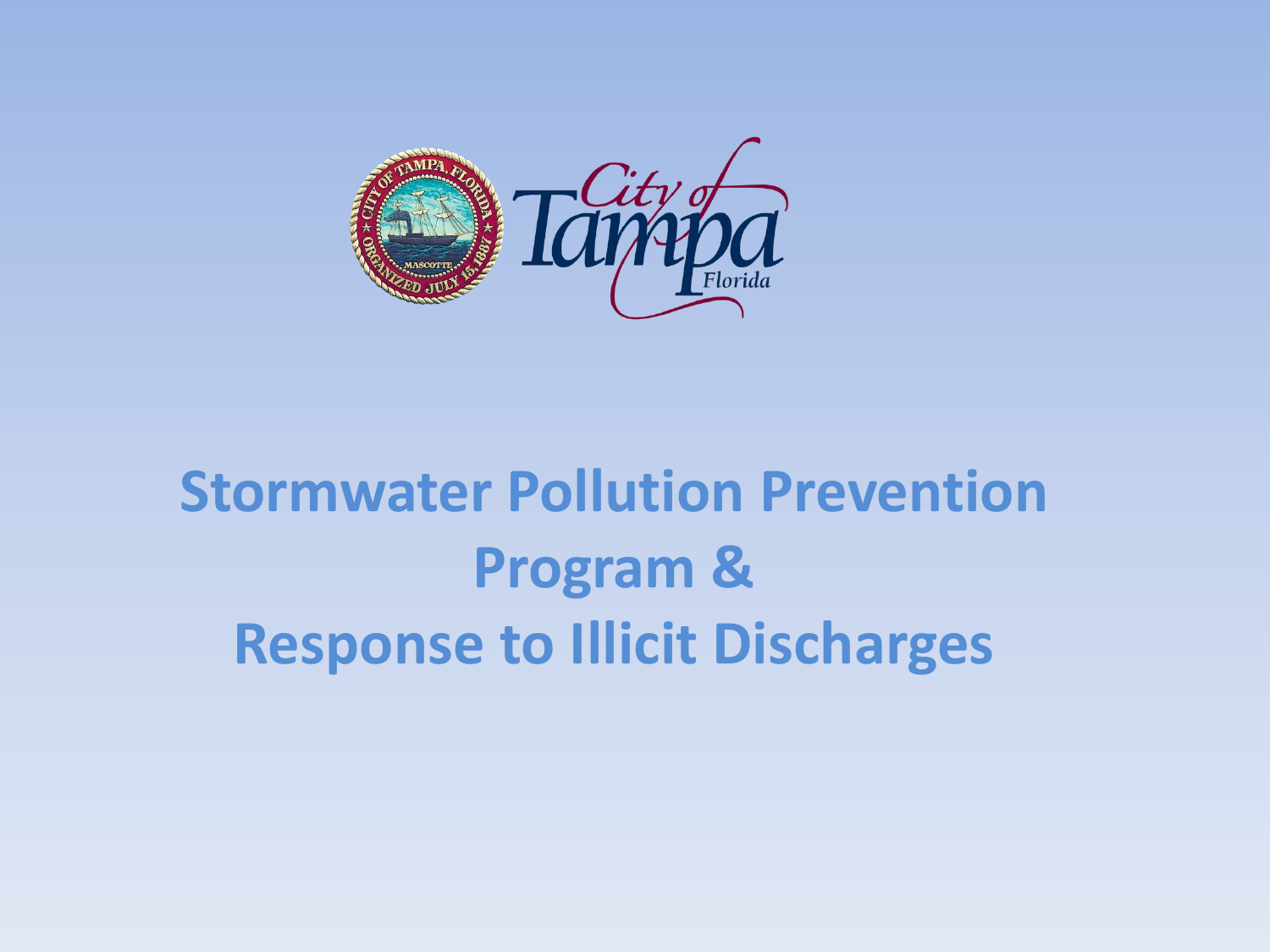City of Tampa Florida

# Stormwater Pollution Prevention Program & Response to Illicit Discharges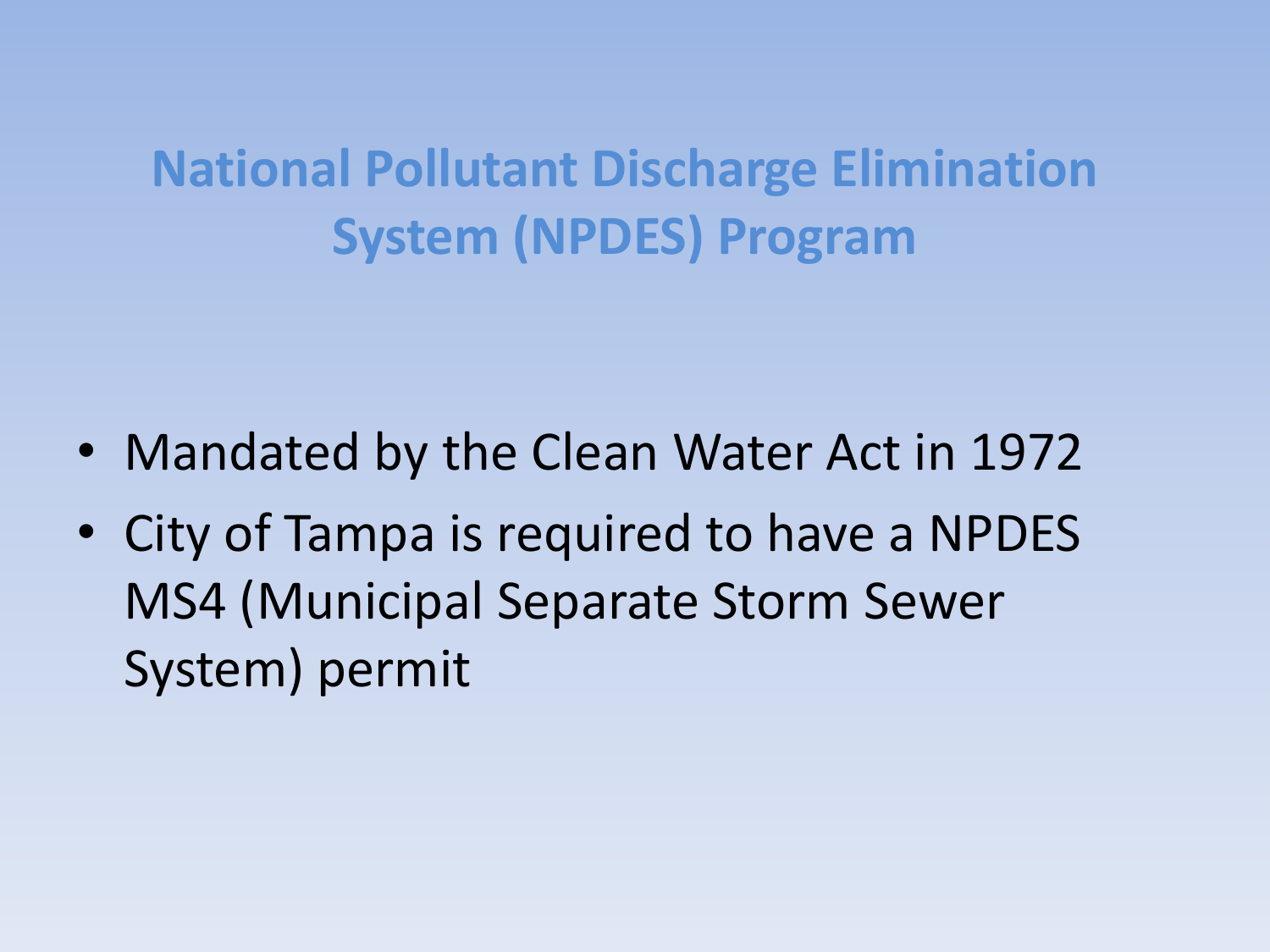# National Pollutant Discharge Elimination System (NPDES) Program

- Mandated by the Clean Water Act in 1972
- City of Tampa is required to have a NPDES MS4 (Municipal Separate Storm Sewer System) permit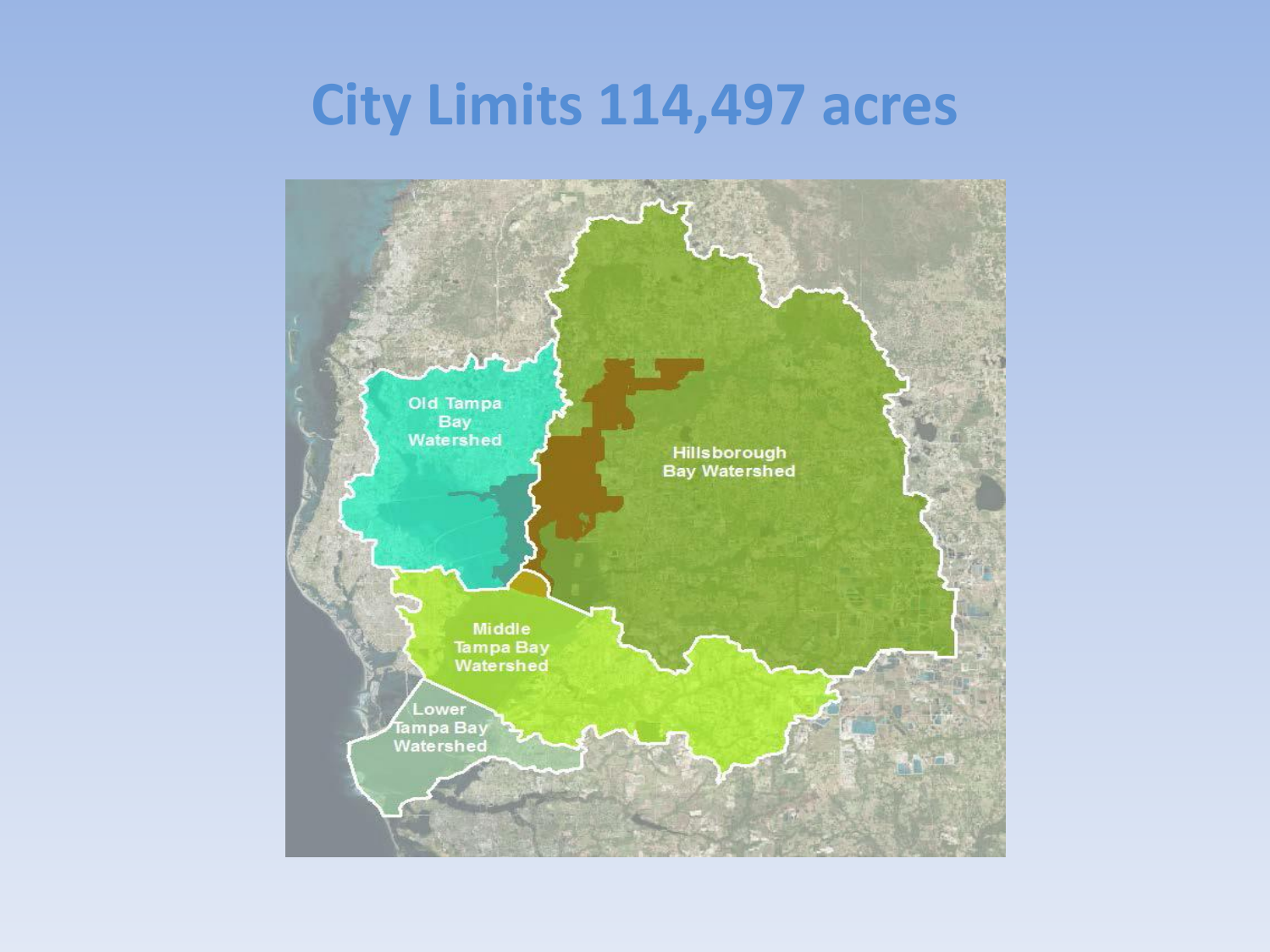# City Limits 114,497 acres

Old Tampa Bay Watershed

Hillsborough Bay Watershed

Middle Tampa Bay Watershed

Lower Tampa Bay Watershed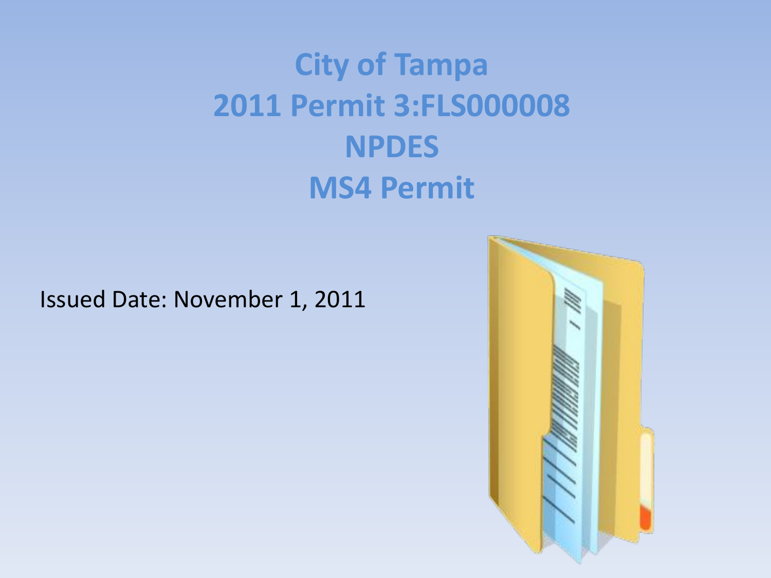# City of Tampa
# 2011 Permit 3:FLS000008
# NPDES
# MS4 Permit

Issued Date: November 1, 2011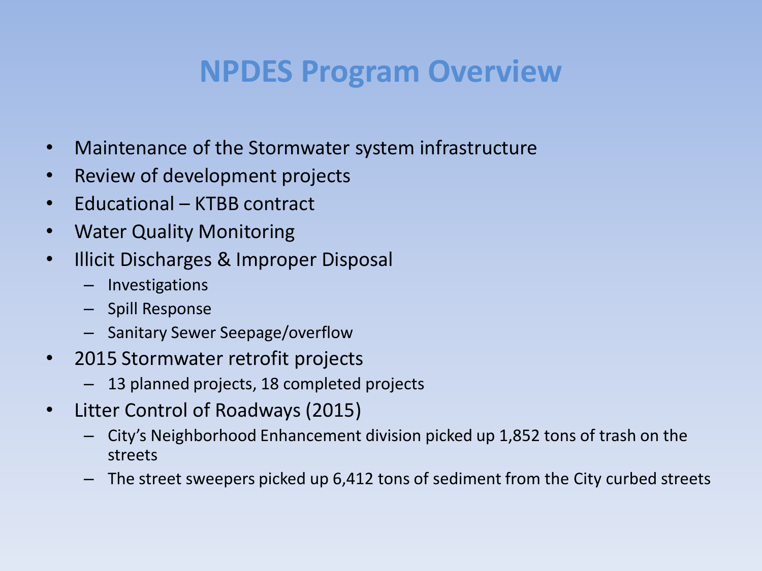# NPDES Program Overview

- Maintenance of the Stormwater system infrastructure
- Review of development projects
- Educational – KTBB contract
- Water Quality Monitoring
- Illicit Discharges & Improper Disposal
  - Investigations
  - Spill Response
  - Sanitary Sewer Seepage/overflow
- 2015 Stormwater retrofit projects
  - 13 planned projects, 18 completed projects
- Litter Control of Roadways (2015)
  - City's Neighborhood Enhancement division picked up 1,852 tons of trash on the streets
  - The street sweepers picked up 6,412 tons of sediment from the City curbed streets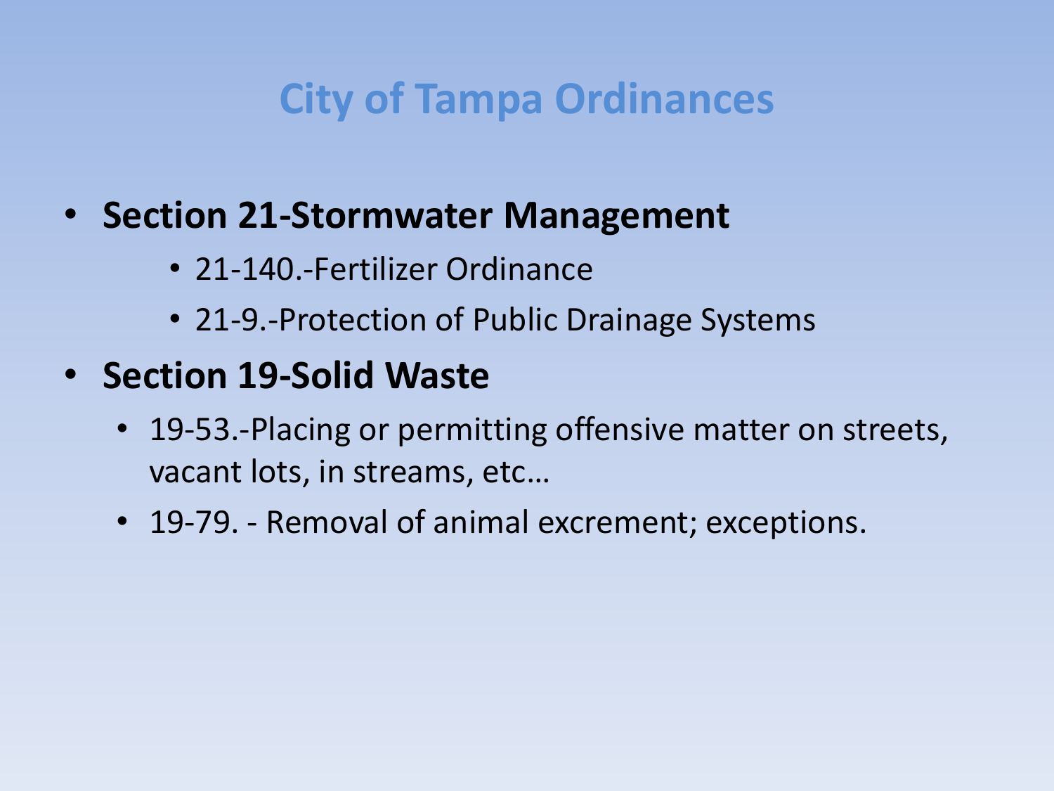# City of Tampa Ordinances

- **Section 21-Stormwater Management**
  - 21-140.-Fertilizer Ordinance
  - 21-9.-Protection of Public Drainage Systems
- **Section 19-Solid Waste**
  - 19-53.-Placing or permitting offensive matter on streets, vacant lots, in streams, etc…
  - 19-79. - Removal of animal excrement; exceptions.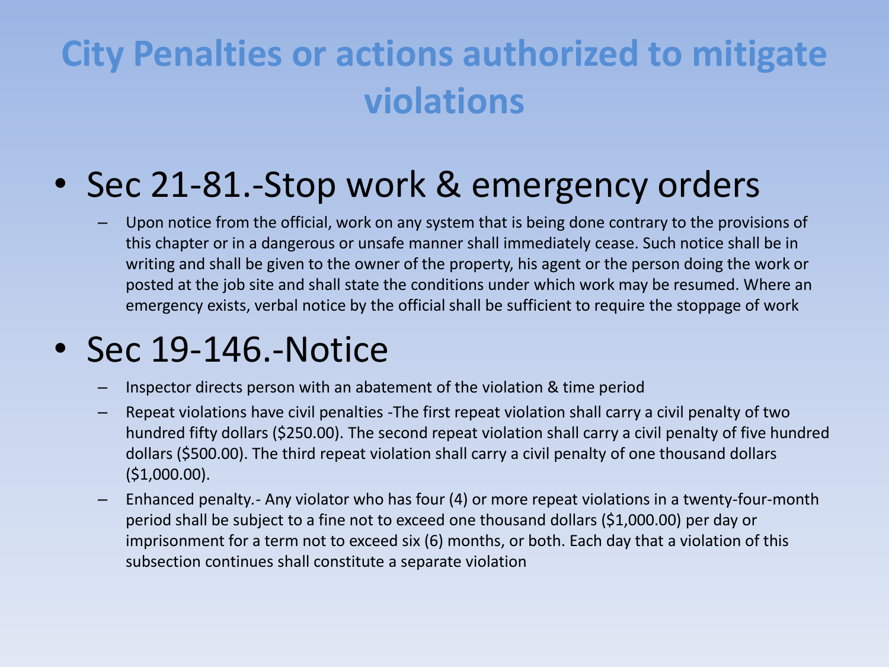# City Penalties or actions authorized to mitigate violations

- Sec 21-81.-Stop work & emergency orders
  - Upon notice from the official, work on any system that is being done contrary to the provisions of this chapter or in a dangerous or unsafe manner shall immediately cease. Such notice shall be in writing and shall be given to the owner of the property, his agent or the person doing the work or posted at the job site and shall state the conditions under which work may be resumed. Where an emergency exists, verbal notice by the official shall be sufficient to require the stoppage of work
- Sec 19-146.-Notice
  - Inspector directs person with an abatement of the violation & time period
  - Repeat violations have civil penalties -The first repeat violation shall carry a civil penalty of two hundred fifty dollars ($250.00). The second repeat violation shall carry a civil penalty of five hundred dollars ($500.00). The third repeat violation shall carry a civil penalty of one thousand dollars ($1,000.00).
  - Enhanced penalty.- Any violator who has four (4) or more repeat violations in a twenty-four-month period shall be subject to a fine not to exceed one thousand dollars ($1,000.00) per day or imprisonment for a term not to exceed six (6) months, or both. Each day that a violation of this subsection continues shall constitute a separate violation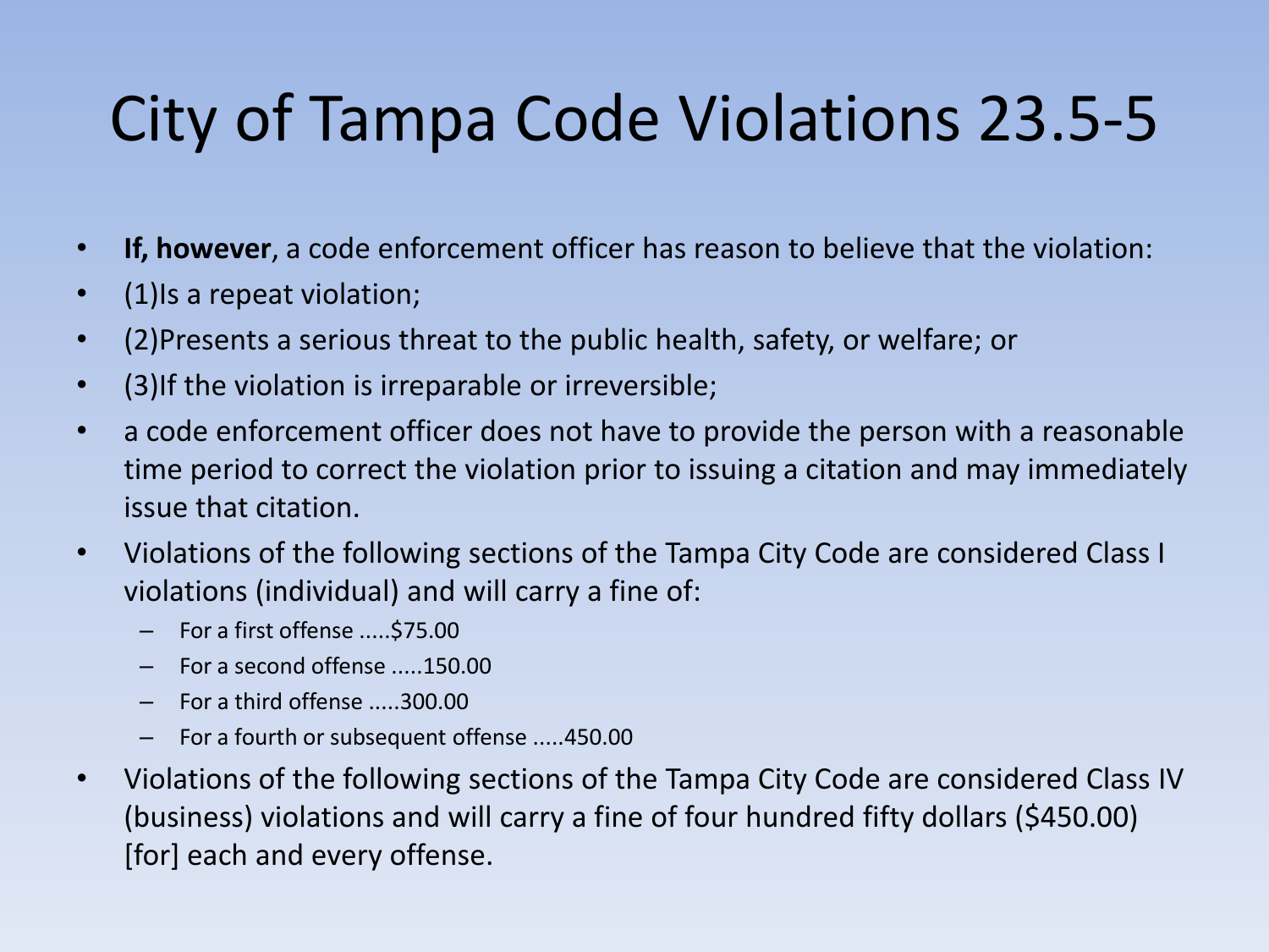# City of Tampa Code Violations 23.5-5

- **If, however**, a code enforcement officer has reason to believe that the violation:
- (1)Is a repeat violation;
- (2)Presents a serious threat to the public health, safety, or welfare; or
- (3)If the violation is irreparable or irreversible;
- a code enforcement officer does not have to provide the person with a reasonable time period to correct the violation prior to issuing a citation and may immediately issue that citation.
- Violations of the following sections of the Tampa City Code are considered Class I violations (individual) and will carry a fine of:
  - For a first offense .....$75.00
  - For a second offense .....150.00
  - For a third offense .....300.00
  - For a fourth or subsequent offense .....450.00
- Violations of the following sections of the Tampa City Code are considered Class IV (business) violations and will carry a fine of four hundred fifty dollars ($450.00) [for] each and every offense.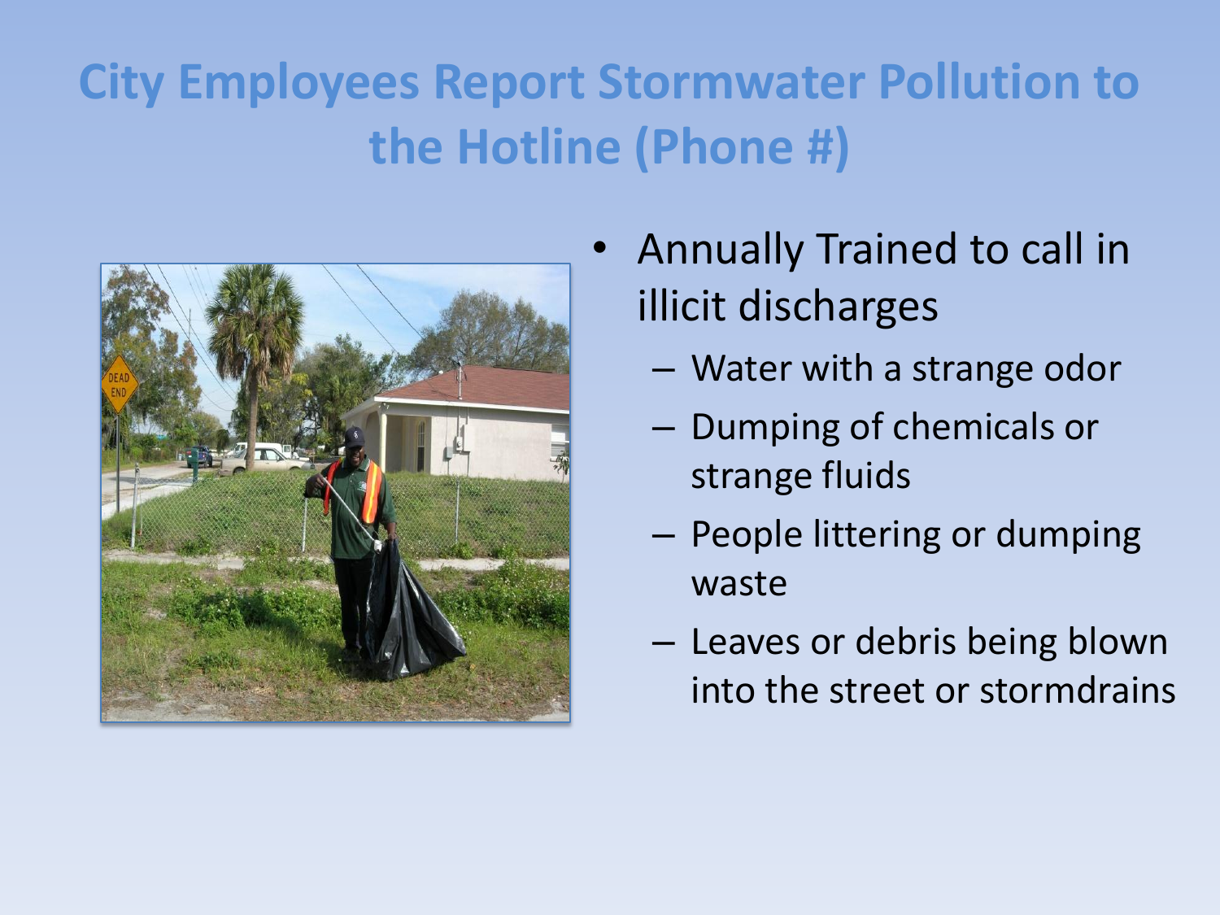# City Employees Report Stormwater Pollution to the Hotline (Phone #)

- Annually Trained to call in illicit discharges
  - Water with a strange odor
  - Dumping of chemicals or strange fluids
  - People littering or dumping waste
  - Leaves or debris being blown into the street or stormdrains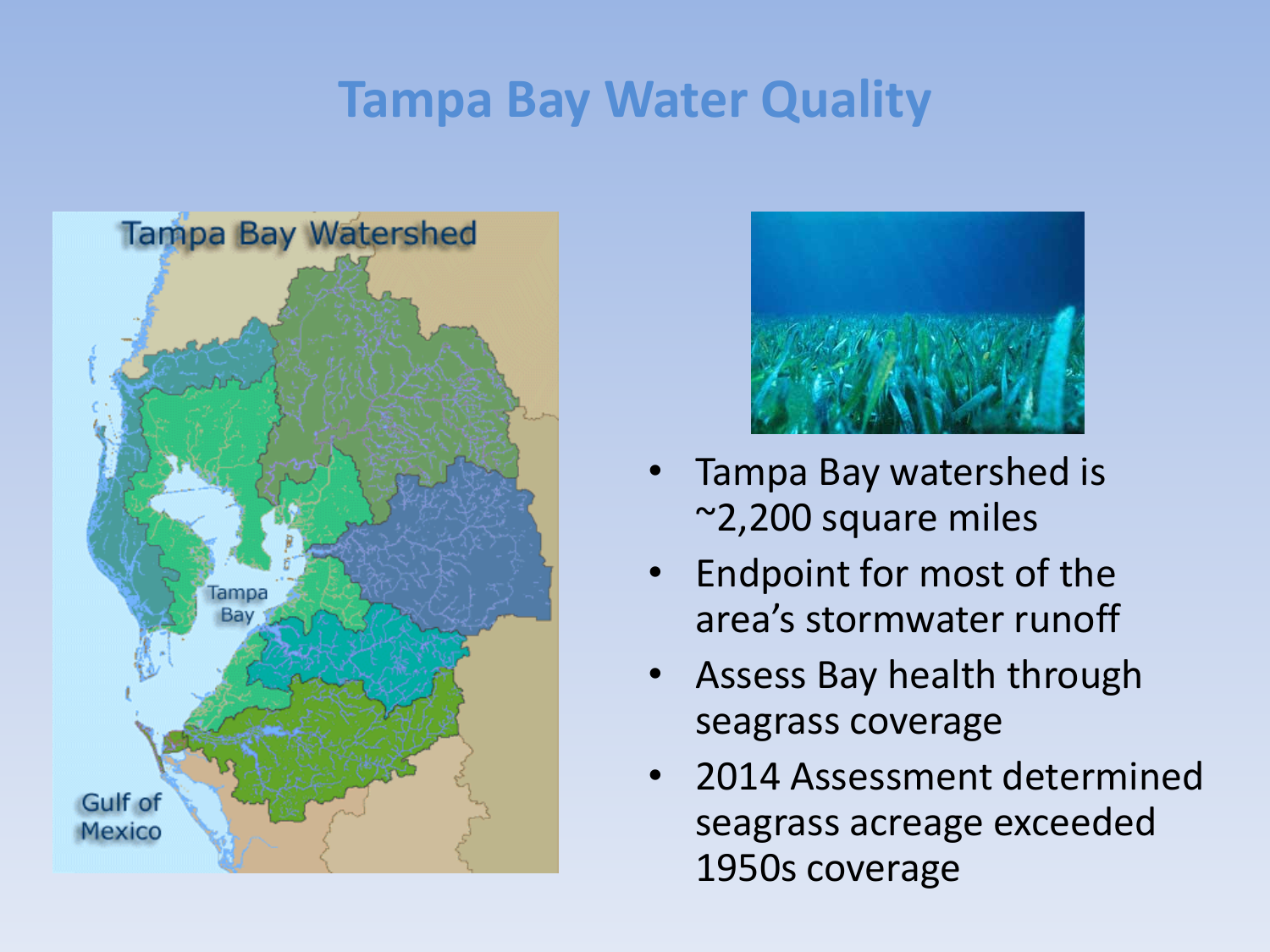# Tampa Bay Water Quality

- Tampa Bay watershed is ~2,200 square miles
- Endpoint for most of the area's stormwater runoff
- Assess Bay health through seagrass coverage
- 2014 Assessment determined seagrass acreage exceeded 1950s coverage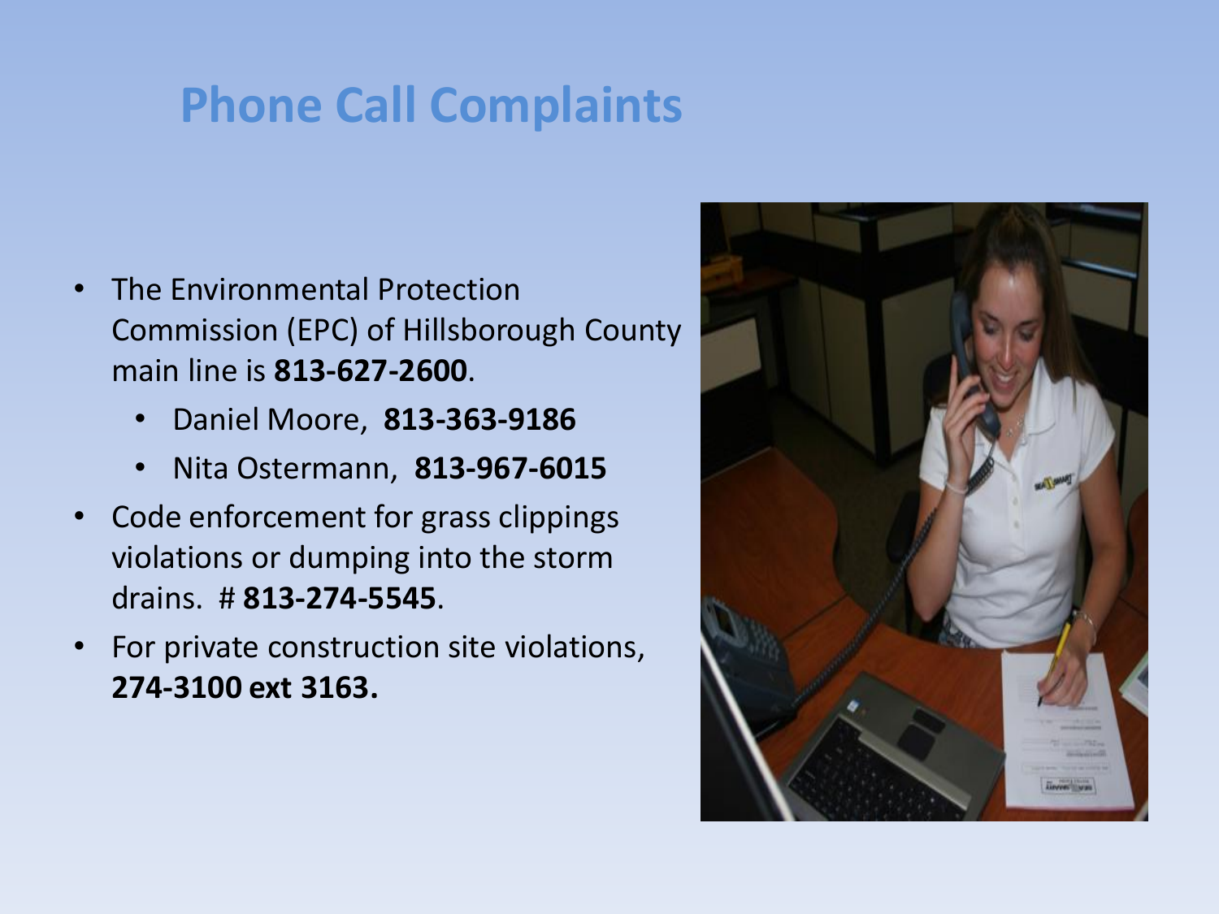# Phone Call Complaints

- The Environmental Protection Commission (EPC) of Hillsborough County main line is **813-627-2600**.
  - Daniel Moore, **813-363-9186**
  - Nita Ostermann, **813-967-6015**
- Code enforcement for grass clippings violations or dumping into the storm drains. # **813-274-5545**.
- For private construction site violations, **274-3100 ext 3163.**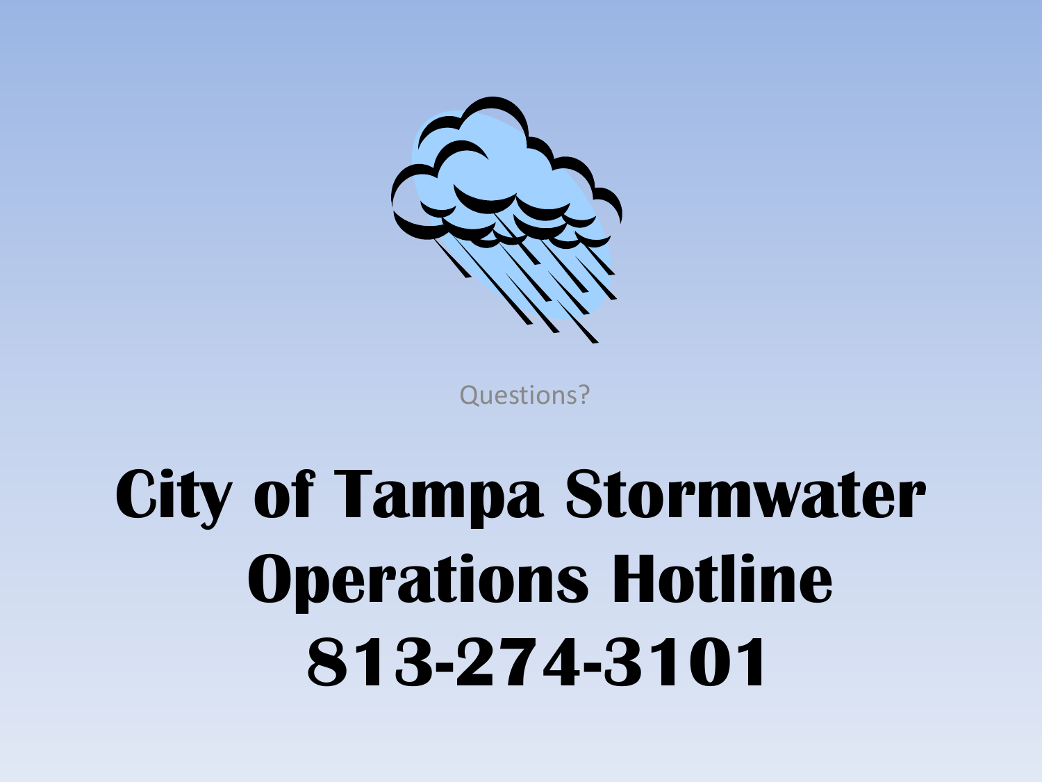Questions?

# City of Tampa Stormwater Operations Hotline 813-274-3101